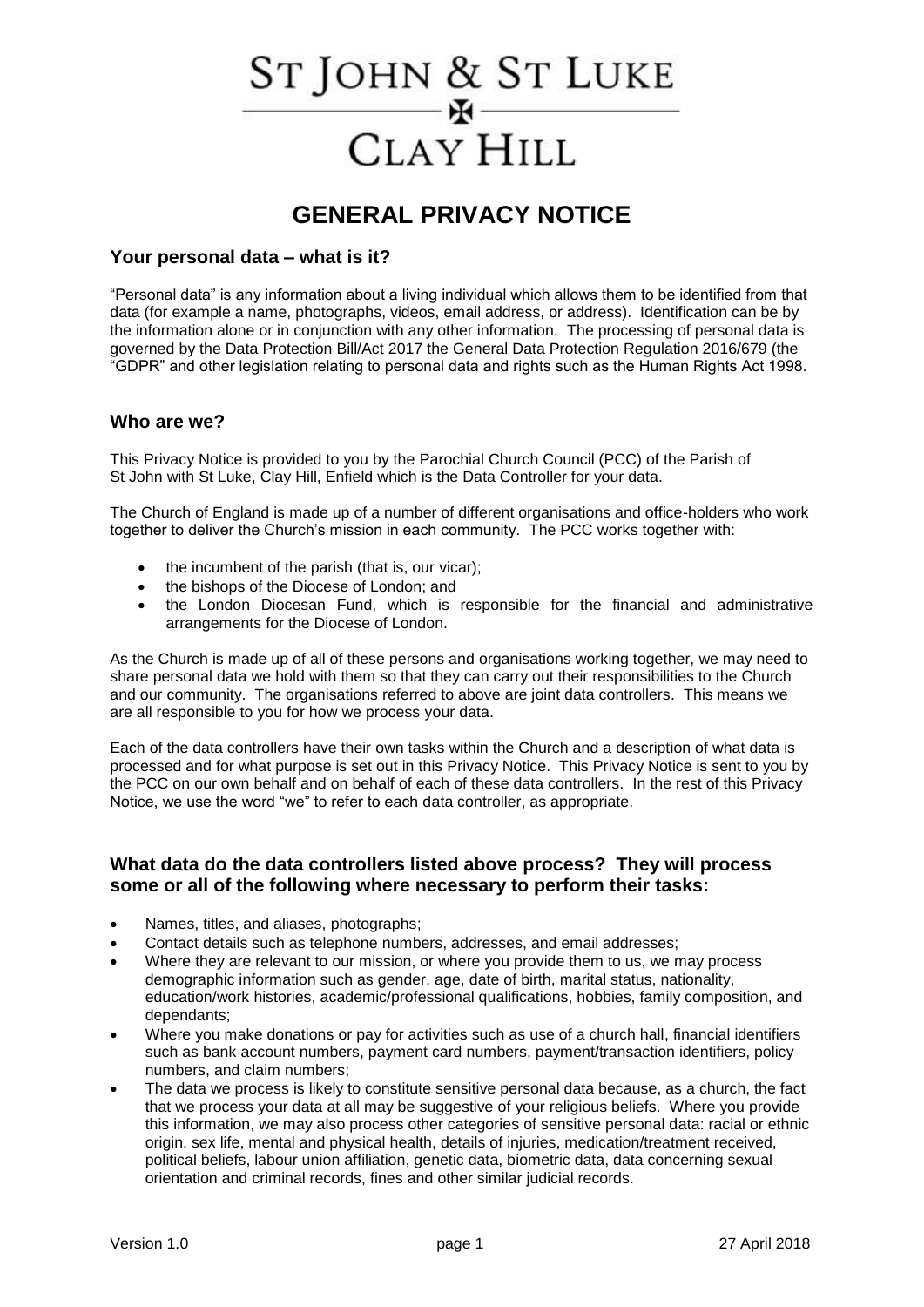# ST JOHN & ST LUKE

# CLAY HILL

# GENERAL PRIVACY NOTICE

## Your personal data – what is it?

"Personal data" is any information about a living individual which allows them to be identified from that data (for example a name, photographs, videos, email address, or address). Identification can be by the information alone or in conjunction with any other information. The processing of personal data is governed by the Data Protection Bill/Act 2017 the General Data Protection Regulation 2016/679 (the "GDPR" and other legislation relating to personal data and rights such as the Human Rights Act 1998.

## Who are we?

This Privacy Notice is provided to you by the Parochial Church Council (PCC) of the Parish of St John with St Luke, Clay Hill, Enfield which is the Data Controller for your data.

The Church of England is made up of a number of different organisations and office-holders who work together to deliver the Church's mission in each community. The PCC works together with:

- the incumbent of the parish (that is, our vicar);
- the bishops of the Diocese of London; and
- the London Diocesan Fund, which is responsible for the financial and administrative arrangements for the Diocese of London.

As the Church is made up of all of these persons and organisations working together, we may need to share personal data we hold with them so that they can carry out their responsibilities to the Church and our community. The organisations referred to above are joint data controllers. This means we are all responsible to you for how we process your data.

Each of the data controllers have their own tasks within the Church and a description of what data is processed and for what purpose is set out in this Privacy Notice. This Privacy Notice is sent to you by the PCC on our own behalf and on behalf of each of these data controllers. In the rest of this Privacy Notice, we use the word "we" to refer to each data controller, as appropriate.

## What data do the data controllers listed above process? They will process some or all of the following where necessary to perform their tasks:

- Names, titles, and aliases, photographs;
- Contact details such as telephone numbers, addresses, and email addresses;
- Where they are relevant to our mission, or where you provide them to us, we may process demographic information such as gender, age, date of birth, marital status, nationality, education/work histories, academic/professional qualifications, hobbies, family composition, and dependants;
- Where you make donations or pay for activities such as use of a church hall, financial identifiers such as bank account numbers, payment card numbers, payment/transaction identifiers, policy numbers, and claim numbers;
- The data we process is likely to constitute sensitive personal data because, as a church, the fact that we process your data at all may be suggestive of your religious beliefs. Where you provide this information, we may also process other categories of sensitive personal data: racial or ethnic origin, sex life, mental and physical health, details of injuries, medication/treatment received, political beliefs, labour union affiliation, genetic data, biometric data, data concerning sexual orientation and criminal records, fines and other similar judicial records.

Version 1.0 27 April 2018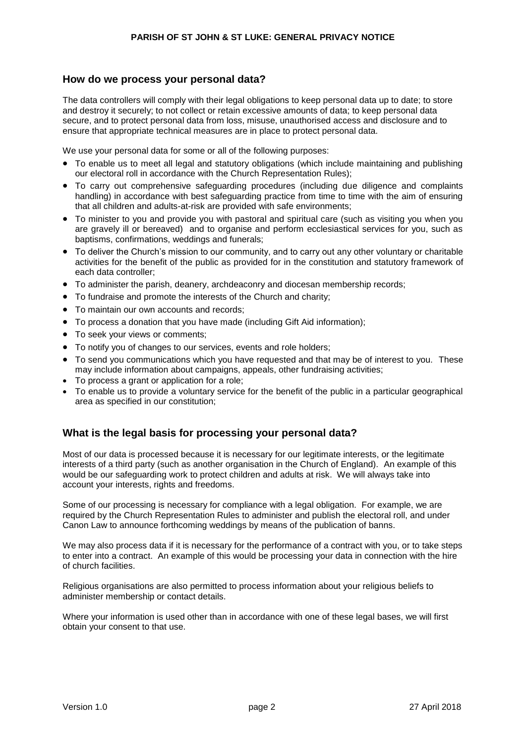## How do we process your personal data?

The data controllers will comply with their legal obligations to keep personal data up to date; to store and destroy it securely; to not collect or retain excessive amounts of data; to keep personal data secure, and to protect personal data from loss, misuse, unauthorised access and disclosure and to ensure that appropriate technical measures are in place to protect personal data.

We use your personal data for some or all of the following purposes:

- To enable us to meet all legal and statutory obligations (which include maintaining and publishing our electoral roll in accordance with the Church Representation Rules);
- To carry out comprehensive safeguarding procedures (including due diligence and complaints handling) in accordance with best safeguarding practice from time to time with the aim of ensuring that all children and adults-at-risk are provided with safe environments;
- To minister to you and provide you with pastoral and spiritual care (such as visiting you when you are gravely ill or bereaved) and to organise and perform ecclesiastical services for you, such as baptisms, confirmations, weddings and funerals;
- To deliver the Church's mission to our community, and to carry out any other voluntary or charitable activities for the benefit of the public as provided for in the constitution and statutory framework of each data controller;
- To administer the parish, deanery, archdeaconry and diocesan membership records;
- To fundraise and promote the interests of the Church and charity;
- To maintain our own accounts and records;
- To process a donation that you have made (including Gift Aid information);
- To seek your views or comments;
- To notify you of changes to our services, events and role holders;
- To send you communications which you have requested and that may be of interest to you. These may include information about campaigns, appeals, other fundraising activities;
- To process a grant or application for a role;
- To enable us to provide a voluntary service for the benefit of the public in a particular geographical area as specified in our constitution;

## What is the legal basis for processing your personal data?

Most of our data is processed because it is necessary for our legitimate interests, or the legitimate interests of a third party (such as another organisation in the Church of England). An example of this would be our safeguarding work to protect children and adults at risk. We will always take into account your interests, rights and freedoms.

Some of our processing is necessary for compliance with a legal obligation. For example, we are required by the Church Representation Rules to administer and publish the electoral roll, and under Canon Law to announce forthcoming weddings by means of the publication of banns.

We may also process data if it is necessary for the performance of a contract with you, or to take steps to enter into a contract. An example of this would be processing your data in connection with the hire of church facilities.

Religious organisations are also permitted to process information about your religious beliefs to administer membership or contact details.

Where your information is used other than in accordance with one of these legal bases, we will first obtain your consent to that use.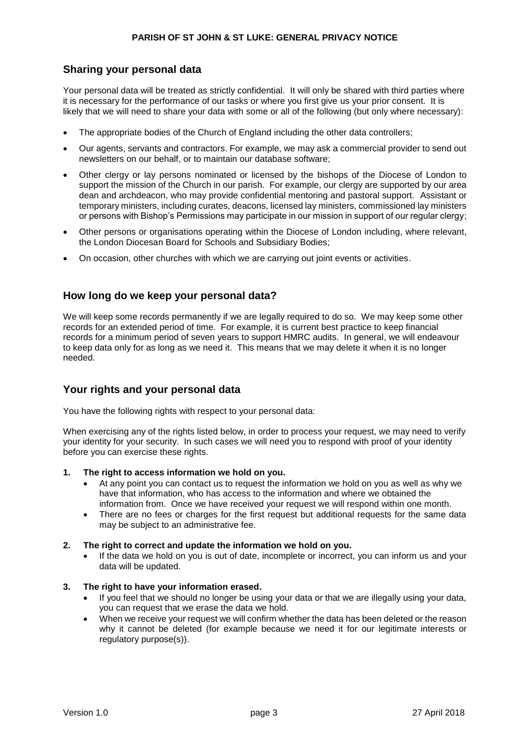## Sharing your personal data

Your personal data will be treated as strictly confidential. It will only be shared with third parties where it is necessary for the performance of our tasks or where you first give us your prior consent. It is likely that we will need to share your data with some or all of the following (but only where necessary):

- The appropriate bodies of the Church of England including the other data controllers;
- Our agents, servants and contractors. For example, we may ask a commercial provider to send out newsletters on our behalf, or to maintain our database software;
- Other clergy or lay persons nominated or licensed by the bishops of the Diocese of London to support the mission of the Church in our parish. For example, our clergy are supported by our area dean and archdeacon, who may provide confidential mentoring and pastoral support. Assistant or temporary ministers, including curates, deacons, licensed lay ministers, commissioned lay ministers or persons with Bishop's Permissions may participate in our mission in support of our regular clergy;
- Other persons or organisations operating within the Diocese of London including, where relevant, the London Diocesan Board for Schools and Subsidiary Bodies;
- On occasion, other churches with which we are carrying out joint events or activities.

## How long do we keep your personal data?

We will keep some records permanently if we are legally required to do so. We may keep some other records for an extended period of time. For example, it is current best practice to keep financial records for a minimum period of seven years to support HMRC audits. In general, we will endeavour to keep data only for as long as we need it. This means that we may delete it when it is no longer needed.

## Your rights and your personal data

You have the following rights with respect to your personal data:

When exercising any of the rights listed below, in order to process your request, we may need to verify your identity for your security. In such cases we will need you to respond with proof of your identity before you can exercise these rights.

**1. The right to access information we hold on you.**
- At any point you can contact us to request the information we hold on you as well as why we have that information, who has access to the information and where we obtained the information from. Once we have received your request we will respond within one month.
- There are no fees or charges for the first request but additional requests for the same data may be subject to an administrative fee.

**2. The right to correct and update the information we hold on you.**
- If the data we hold on you is out of date, incomplete or incorrect, you can inform us and your data will be updated.

**3. The right to have your information erased.**
- If you feel that we should no longer be using your data or that we are illegally using your data, you can request that we erase the data we hold.
- When we receive your request we will confirm whether the data has been deleted or the reason why it cannot be deleted (for example because we need it for our legitimate interests or regulatory purpose(s)).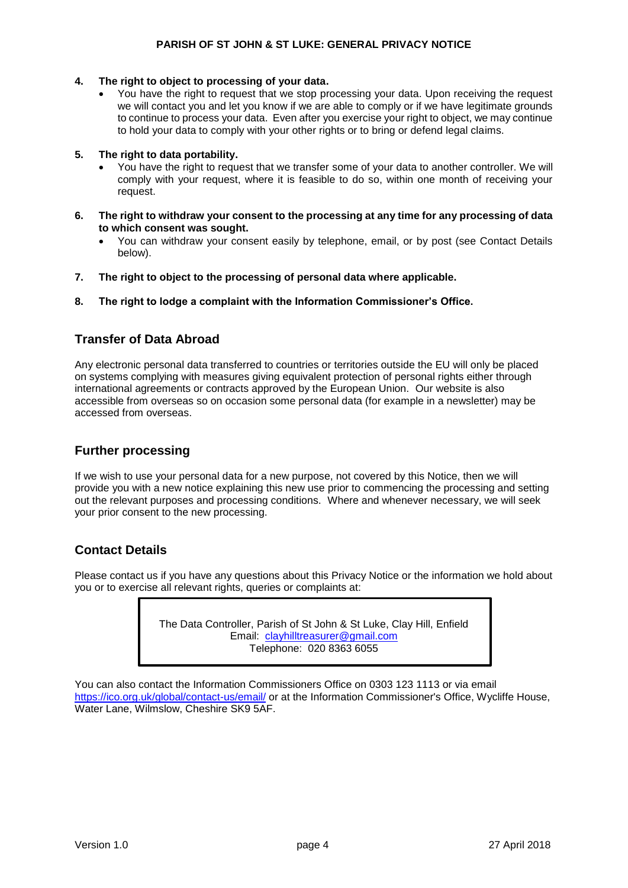4. **The right to object to processing of your data.**
   - You have the right to request that we stop processing your data. Upon receiving the request we will contact you and let you know if we are able to comply or if we have legitimate grounds to continue to process your data. Even after you exercise your right to object, we may continue to hold your data to comply with your other rights or to bring or defend legal claims.

5. **The right to data portability.**
   - You have the right to request that we transfer some of your data to another controller. We will comply with your request, where it is feasible to do so, within one month of receiving your request.

6. **The right to withdraw your consent to the processing at any time for any processing of data to which consent was sought.**
   - You can withdraw your consent easily by telephone, email, or by post (see Contact Details below).

7. **The right to object to the processing of personal data where applicable.**

8. **The right to lodge a complaint with the Information Commissioner's Office.**

## Transfer of Data Abroad

Any electronic personal data transferred to countries or territories outside the EU will only be placed on systems complying with measures giving equivalent protection of personal rights either through international agreements or contracts approved by the European Union. Our website is also accessible from overseas so on occasion some personal data (for example in a newsletter) may be accessed from overseas.

## Further processing

If we wish to use your personal data for a new purpose, not covered by this Notice, then we will provide you with a new notice explaining this new use prior to commencing the processing and setting out the relevant purposes and processing conditions. Where and whenever necessary, we will seek your prior consent to the new processing.

## Contact Details

Please contact us if you have any questions about this Privacy Notice or the information we hold about you or to exercise all relevant rights, queries or complaints at:

> The Data Controller, Parish of St John & St Luke, Clay Hill, Enfield
> Email: clayhilltreasurer@gmail.com
> Telephone: 020 8363 6055

You can also contact the Information Commissioners Office on 0303 123 1113 or via email https://ico.org.uk/global/contact-us/email/ or at the Information Commissioner's Office, Wycliffe House, Water Lane, Wilmslow, Cheshire SK9 5AF.